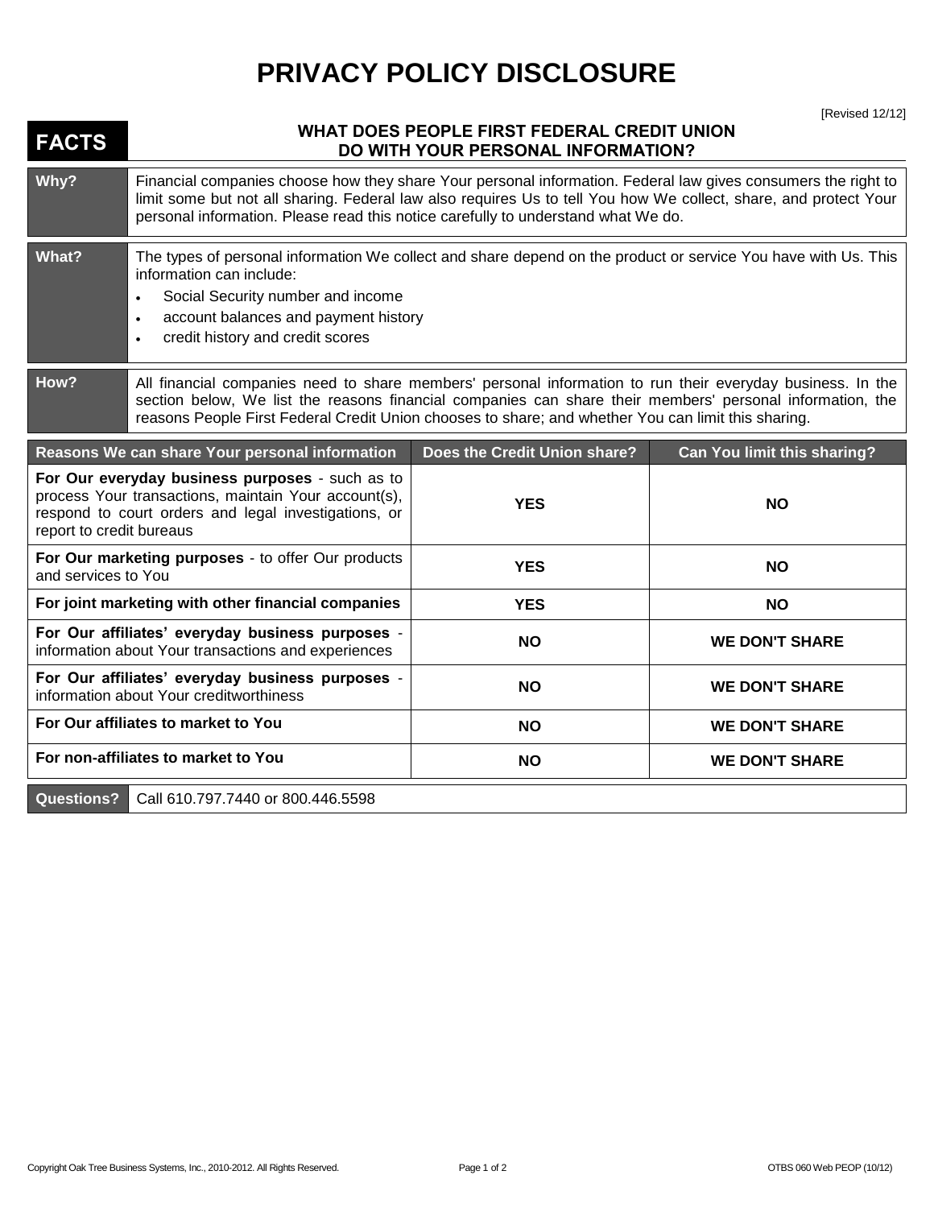# PRIVACY POLICY DISCLOSURE

[Revised 12/12]

## FACTS — WHAT DOES PEOPLE FIRST FEDERAL CREDIT UNION DO WITH YOUR PERSONAL INFORMATION?

**Why?** Financial companies choose how they share Your personal information. Federal law gives consumers the right to limit some but not all sharing. Federal law also requires Us to tell You how We collect, share, and protect Your personal information. Please read this notice carefully to understand what We do.

**What?** The types of personal information We collect and share depend on the product or service You have with Us. This information can include:

- Social Security number and income
- account balances and payment history
- credit history and credit scores

**How?** All financial companies need to share members' personal information to run their everyday business. In the section below, We list the reasons financial companies can share their members' personal information, the reasons People First Federal Credit Union chooses to share; and whether You can limit this sharing.

| Reasons We can share Your personal information | Does the Credit Union share? | Can You limit this sharing? |
|---|---|---|
| **For Our everyday business purposes** - such as to process Your transactions, maintain Your account(s), respond to court orders and legal investigations, or report to credit bureaus | **YES** | **NO** |
| **For Our marketing purposes** - to offer Our products and services to You | **YES** | **NO** |
| **For joint marketing with other financial companies** | **YES** | **NO** |
| **For Our affiliates' everyday business purposes** - information about Your transactions and experiences | **NO** | **WE DON'T SHARE** |
| **For Our affiliates' everyday business purposes** - information about Your creditworthiness | **NO** | **WE DON'T SHARE** |
| **For Our affiliates to market to You** | **NO** | **WE DON'T SHARE** |
| **For non-affiliates to market to You** | **NO** | **WE DON'T SHARE** |

**Questions?** Call 610.797.7440 or 800.446.5598

Copyright Oak Tree Business Systems, Inc., 2010-2012. All Rights Reserved.

OTBS 060 Web PEOP (10/12)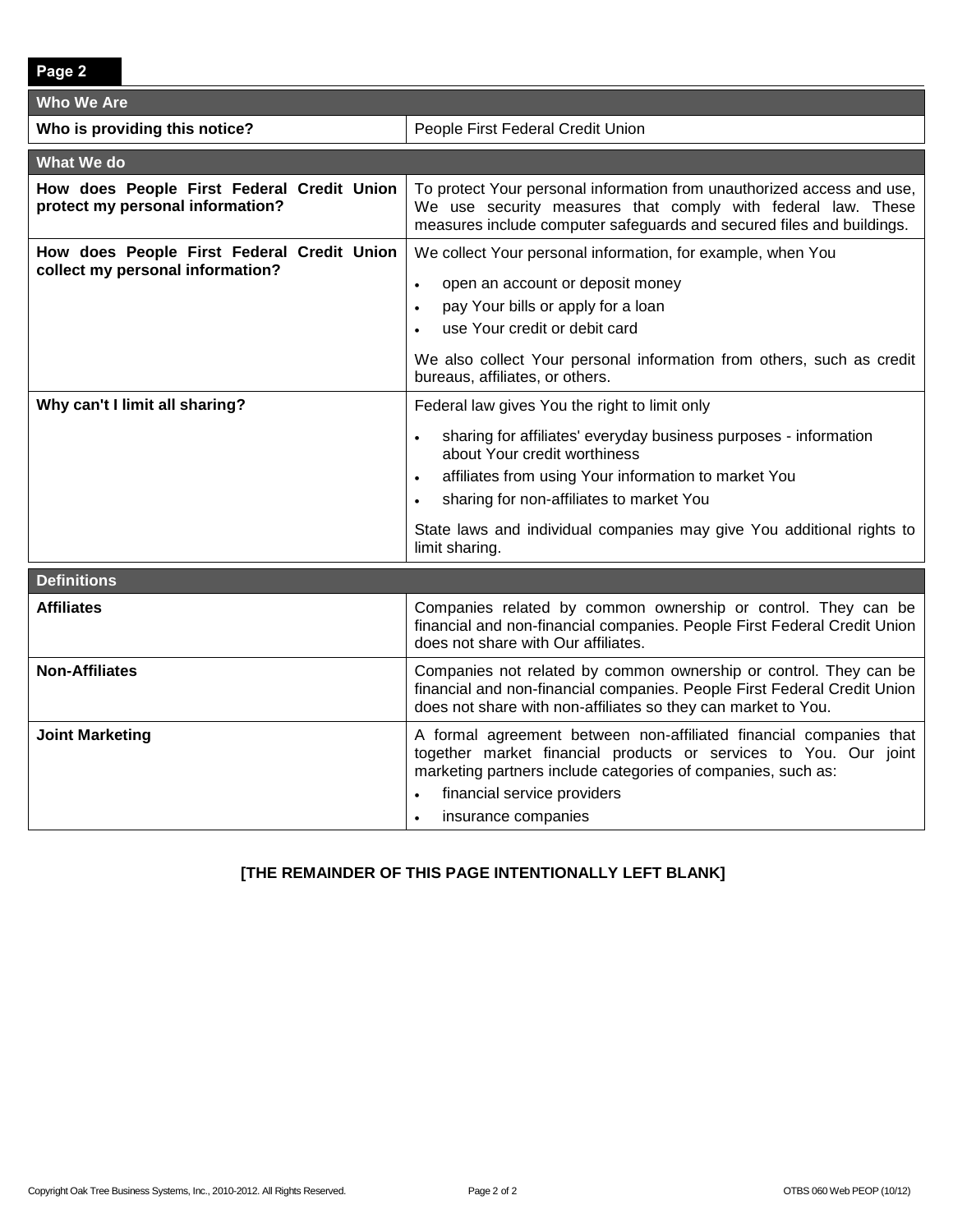| Who We Are | |
|---|---|
| **Who is providing this notice?** | People First Federal Credit Union |

| What We do | |
|---|---|
| **How does People First Federal Credit Union protect my personal information?** | To protect Your personal information from unauthorized access and use, We use security measures that comply with federal law. These measures include computer safeguards and secured files and buildings. |
| **How does People First Federal Credit Union collect my personal information?** | We collect Your personal information, for example, when You<br>• open an account or deposit money<br>• pay Your bills or apply for a loan<br>• use Your credit or debit card<br><br>We also collect Your personal information from others, such as credit bureaus, affiliates, or others. |
| **Why can't I limit all sharing?** | Federal law gives You the right to limit only<br>• sharing for affiliates' everyday business purposes - information about Your credit worthiness<br>• affiliates from using Your information to market You<br>• sharing for non-affiliates to market You<br><br>State laws and individual companies may give You additional rights to limit sharing. |

| Definitions | |
|---|---|
| **Affiliates** | Companies related by common ownership or control. They can be financial and non-financial companies. People First Federal Credit Union does not share with Our affiliates. |
| **Non-Affiliates** | Companies not related by common ownership or control. They can be financial and non-financial companies. People First Federal Credit Union does not share with non-affiliates so they can market to You. |
| **Joint Marketing** | A formal agreement between non-affiliated financial companies that together market financial products or services to You. Our joint marketing partners include categories of companies, such as:<br>• financial service providers<br>• insurance companies |

**[THE REMAINDER OF THIS PAGE INTENTIONALLY LEFT BLANK]**

Copyright Oak Tree Business Systems, Inc., 2010-2012. All Rights Reserved. OTBS 060 Web PEOP (10/12)